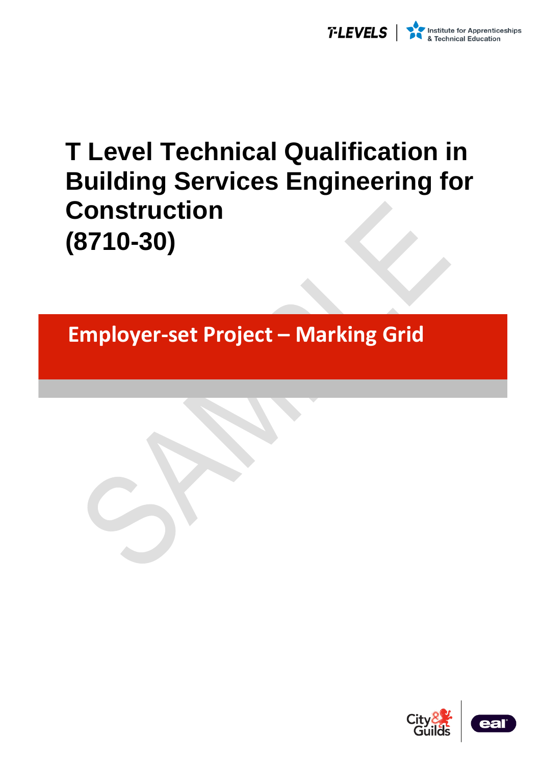# T Level Technical Qualification in Building Services Engineering for Construction (8710-30)

## Employer-set Project – Marking Grid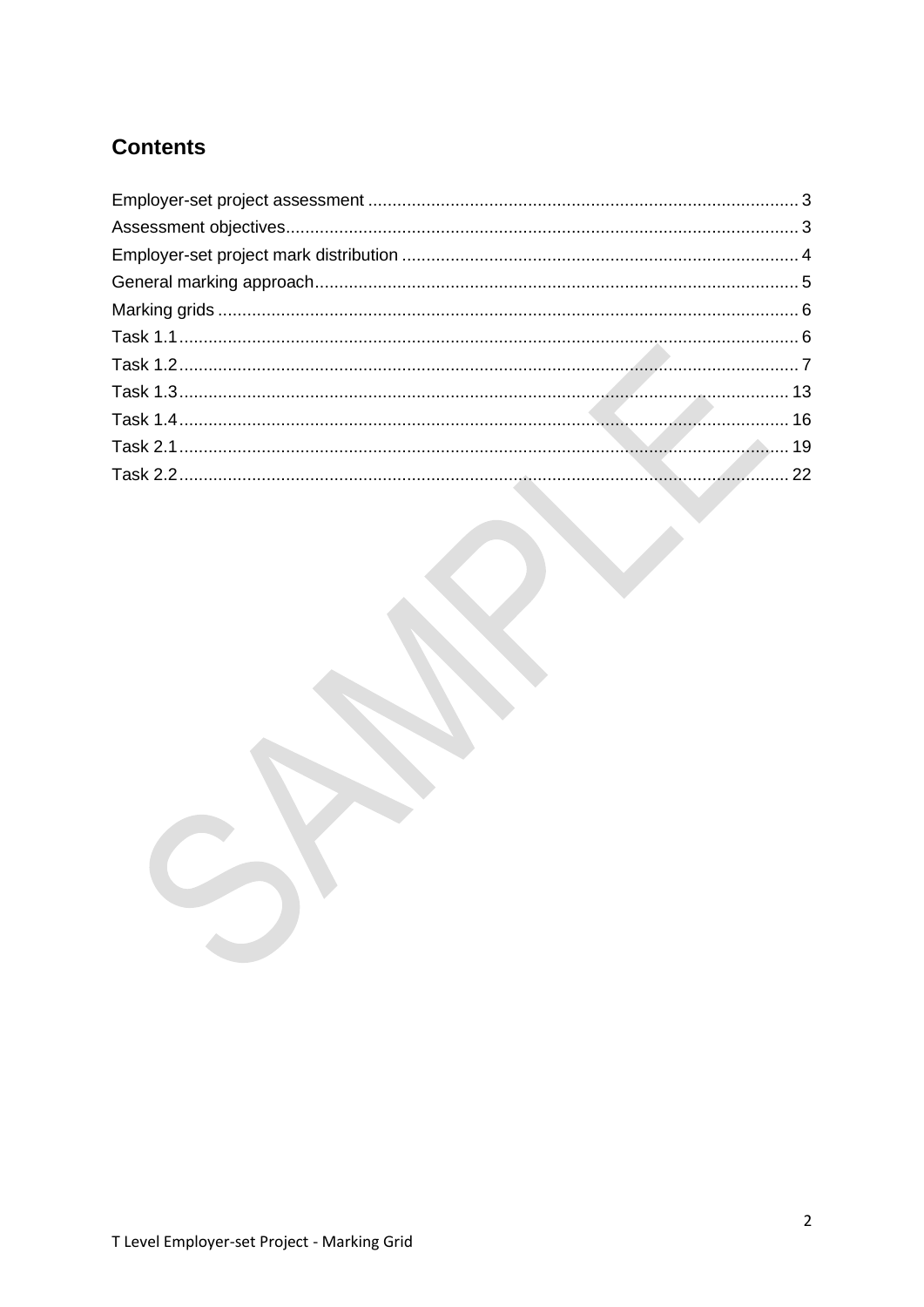## Contents

| | |
|---|---|
| Employer-set project assessment | 3 |
| Assessment objectives | 3 |
| Employer-set project mark distribution | 4 |
| General marking approach | 5 |
| Marking grids | 6 |
| Task 1.1 | 6 |
| Task 1.2 | 7 |
| Task 1.3 | 13 |
| Task 1.4 | 16 |
| Task 2.1 | 19 |
| Task 2.2 | 22 |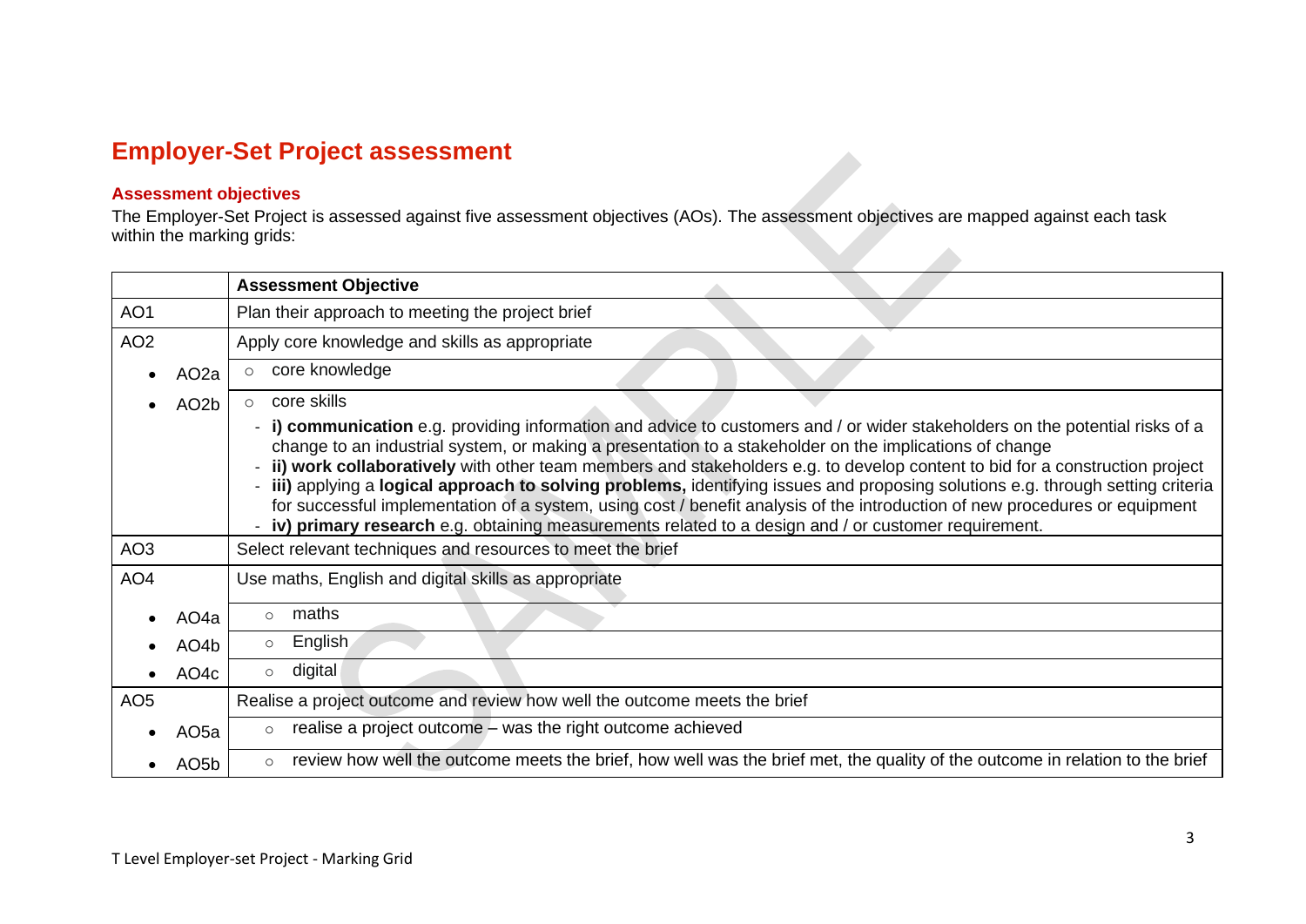## Employer-Set Project assessment

### Assessment objectives

The Employer-Set Project is assessed against five assessment objectives (AOs). The assessment objectives are mapped against each task within the marking grids:

| | Assessment Objective |
|---|---|
| AO1 | Plan their approach to meeting the project brief |
| AO2 | Apply core knowledge and skills as appropriate |
| • AO2a | ○ core knowledge |
| • AO2b | ○ core skills<br>- **i) communication** e.g. providing information and advice to customers and / or wider stakeholders on the potential risks of a change to an industrial system, or making a presentation to a stakeholder on the implications of change<br>- **ii) work collaboratively** with other team members and stakeholders e.g. to develop content to bid for a construction project<br>- **iii)** applying a **logical approach to solving problems,** identifying issues and proposing solutions e.g. through setting criteria for successful implementation of a system, using cost / benefit analysis of the introduction of new procedures or equipment<br>- **iv) primary research** e.g. obtaining measurements related to a design and / or customer requirement. |
| AO3 | Select relevant techniques and resources to meet the brief |
| AO4 | Use maths, English and digital skills as appropriate |
| • AO4a | ○ maths |
| • AO4b | ○ English |
| • AO4c | ○ digital |
| AO5 | Realise a project outcome and review how well the outcome meets the brief |
| • AO5a | ○ realise a project outcome – was the right outcome achieved |
| • AO5b | ○ review how well the outcome meets the brief, how well was the brief met, the quality of the outcome in relation to the brief |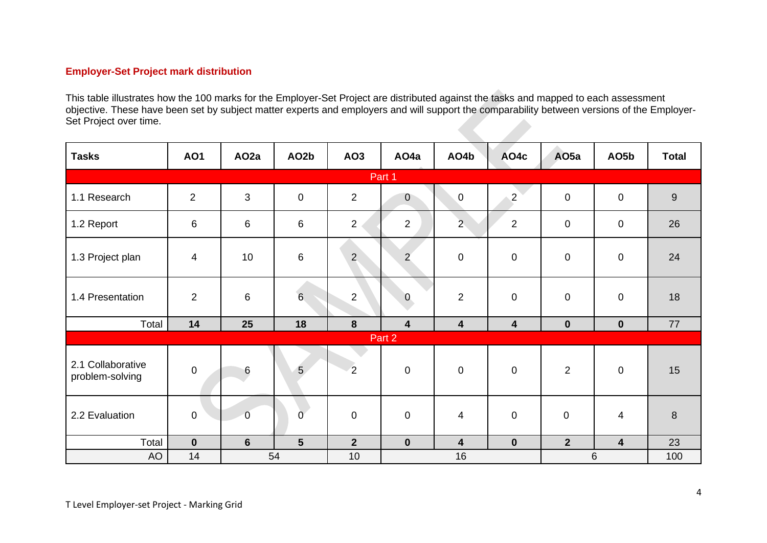## Employer-Set Project mark distribution

This table illustrates how the 100 marks for the Employer-Set Project are distributed against the tasks and mapped to each assessment objective. These have been set by subject matter experts and employers and will support the comparability between versions of the Employer-Set Project over time.

| Tasks | AO1 | AO2a | AO2b | AO3 | AO4a | AO4b | AO4c | AO5a | AO5b | Total |
|---|---|---|---|---|---|---|---|---|---|---|
| Part 1 | | | | | | | | | | |
| 1.1 Research | 2 | 3 | 0 | 2 | 0 | 0 | 2 | 0 | 0 | 9 |
| 1.2 Report | 6 | 6 | 6 | 2 | 2 | 2 | 2 | 0 | 0 | 26 |
| 1.3 Project plan | 4 | 10 | 6 | 2 | 2 | 0 | 0 | 0 | 0 | 24 |
| 1.4 Presentation | 2 | 6 | 6 | 2 | 0 | 2 | 0 | 0 | 0 | 18 |
| Total | **14** | **25** | **18** | **8** | **4** | **4** | **4** | **0** | **0** | 77 |
| Part 2 | | | | | | | | | | |
| 2.1 Collaborative problem-solving | 0 | 6 | 5 | 2 | 0 | 0 | 0 | 2 | 0 | 15 |
| 2.2 Evaluation | 0 | 0 | 0 | 0 | 0 | 4 | 0 | 0 | 4 | 8 |
| Total | **0** | **6** | **5** | **2** | **0** | **4** | **0** | **2** | **4** | 23 |
| AO | 14 | 54 | | 10 | 16 | | | 6 | | 100 |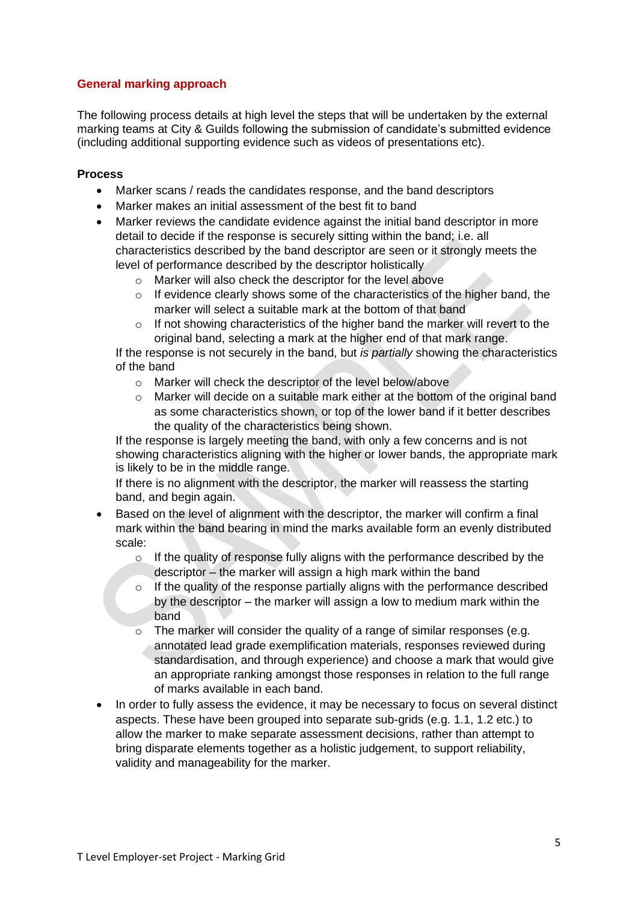## General marking approach

The following process details at high level the steps that will be undertaken by the external marking teams at City & Guilds following the submission of candidate's submitted evidence (including additional supporting evidence such as videos of presentations etc).

### Process

- Marker scans / reads the candidates response, and the band descriptors
- Marker makes an initial assessment of the best fit to band
- Marker reviews the candidate evidence against the initial band descriptor in more detail to decide if the response is securely sitting within the band; i.e. all characteristics described by the band descriptor are seen or it strongly meets the level of performance described by the descriptor holistically
  - Marker will also check the descriptor for the level above
  - If evidence clearly shows some of the characteristics of the higher band, the marker will select a suitable mark at the bottom of that band
  - If not showing characteristics of the higher band the marker will revert to the original band, selecting a mark at the higher end of that mark range.

  If the response is not securely in the band, but *is partially* showing the characteristics of the band
  - Marker will check the descriptor of the level below/above
  - Marker will decide on a suitable mark either at the bottom of the original band as some characteristics shown, or top of the lower band if it better describes the quality of the characteristics being shown.

  If the response is largely meeting the band, with only a few concerns and is not showing characteristics aligning with the higher or lower bands, the appropriate mark is likely to be in the middle range.

  If there is no alignment with the descriptor, the marker will reassess the starting band, and begin again.
- Based on the level of alignment with the descriptor, the marker will confirm a final mark within the band bearing in mind the marks available form an evenly distributed scale:
  - If the quality of response fully aligns with the performance described by the descriptor – the marker will assign a high mark within the band
  - If the quality of the response partially aligns with the performance described by the descriptor – the marker will assign a low to medium mark within the band
  - The marker will consider the quality of a range of similar responses (e.g. annotated lead grade exemplification materials, responses reviewed during standardisation, and through experience) and choose a mark that would give an appropriate ranking amongst those responses in relation to the full range of marks available in each band.
- In order to fully assess the evidence, it may be necessary to focus on several distinct aspects. These have been grouped into separate sub-grids (e.g. 1.1, 1.2 etc.) to allow the marker to make separate assessment decisions, rather than attempt to bring disparate elements together as a holistic judgement, to support reliability, validity and manageability for the marker.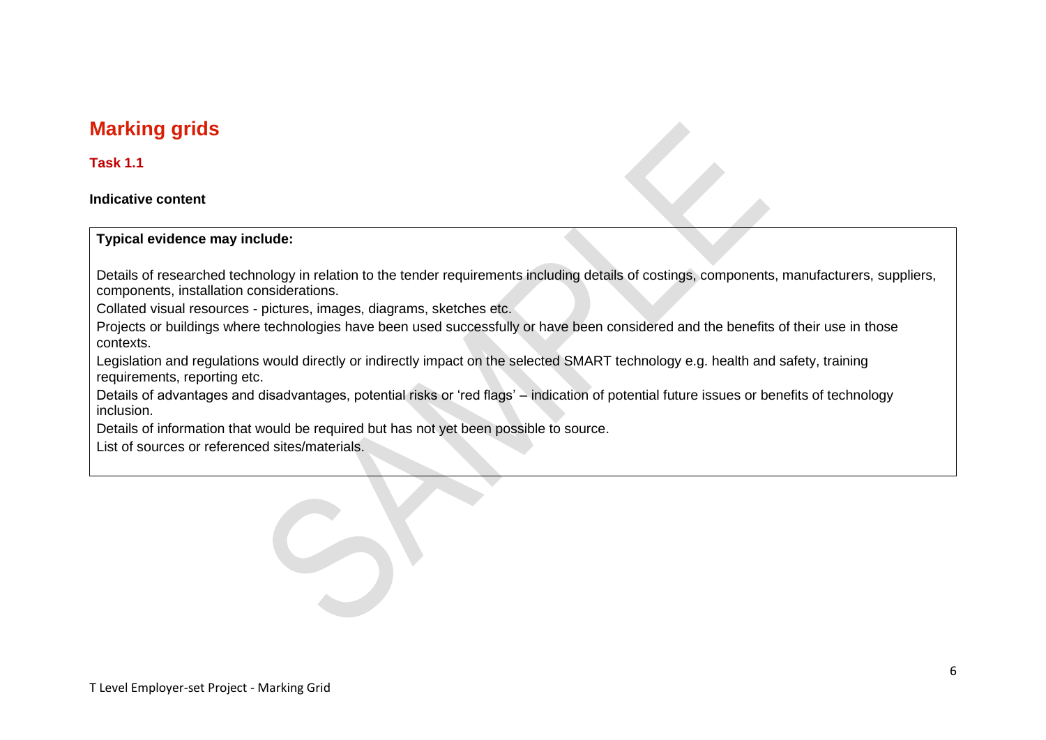# Marking grids

## Task 1.1

**Indicative content**

**Typical evidence may include:**

Details of researched technology in relation to the tender requirements including details of costings, components, manufacturers, suppliers, components, installation considerations.

Collated visual resources - pictures, images, diagrams, sketches etc.

Projects or buildings where technologies have been used successfully or have been considered and the benefits of their use in those contexts.

Legislation and regulations would directly or indirectly impact on the selected SMART technology e.g. health and safety, training requirements, reporting etc.

Details of advantages and disadvantages, potential risks or 'red flags' – indication of potential future issues or benefits of technology inclusion.

Details of information that would be required but has not yet been possible to source.

List of sources or referenced sites/materials.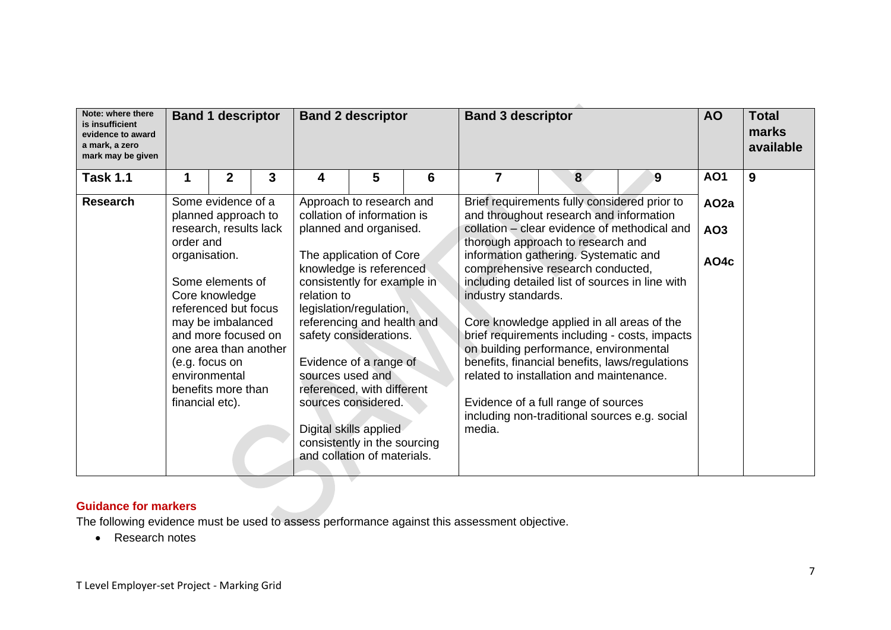| Note: where there is insufficient evidence to award a mark, a zero mark may be given | Band 1 descriptor | | | Band 2 descriptor | | | Band 3 descriptor | | | AO | Total marks available |
|---|---|---|---|---|---|---|---|---|---|---|---|
| **Task 1.1** | **1** | **2** | **3** | **4** | **5** | **6** | **7** | **8** | **9** | **AO1** | **9** |
| **Research** | Some evidence of a planned approach to research, results lack order and organisation.<br><br>Some elements of Core knowledge referenced but focus may be imbalanced and more focused on one area than another (e.g. focus on environmental benefits more than financial etc). | | | Approach to research and collation of information is planned and organised.<br><br>The application of Core knowledge is referenced consistently for example in relation to legislation/regulation, referencing and health and safety considerations.<br><br>Evidence of a range of sources used and referenced, with different sources considered.<br><br>Digital skills applied consistently in the sourcing and collation of materials. | | | Brief requirements fully considered prior to and throughout research and information collation – clear evidence of methodical and thorough approach to research and information gathering. Systematic and comprehensive research conducted, including detailed list of sources in line with industry standards.<br><br>Core knowledge applied in all areas of the brief requirements including - costs, impacts on building performance, environmental benefits, financial benefits, laws/regulations related to installation and maintenance.<br><br>Evidence of a full range of sources including non-traditional sources e.g. social media. | | | **AO2a**<br><br>**AO3**<br><br>**AO4c** | |

**Guidance for markers**

The following evidence must be used to assess performance against this assessment objective.

- Research notes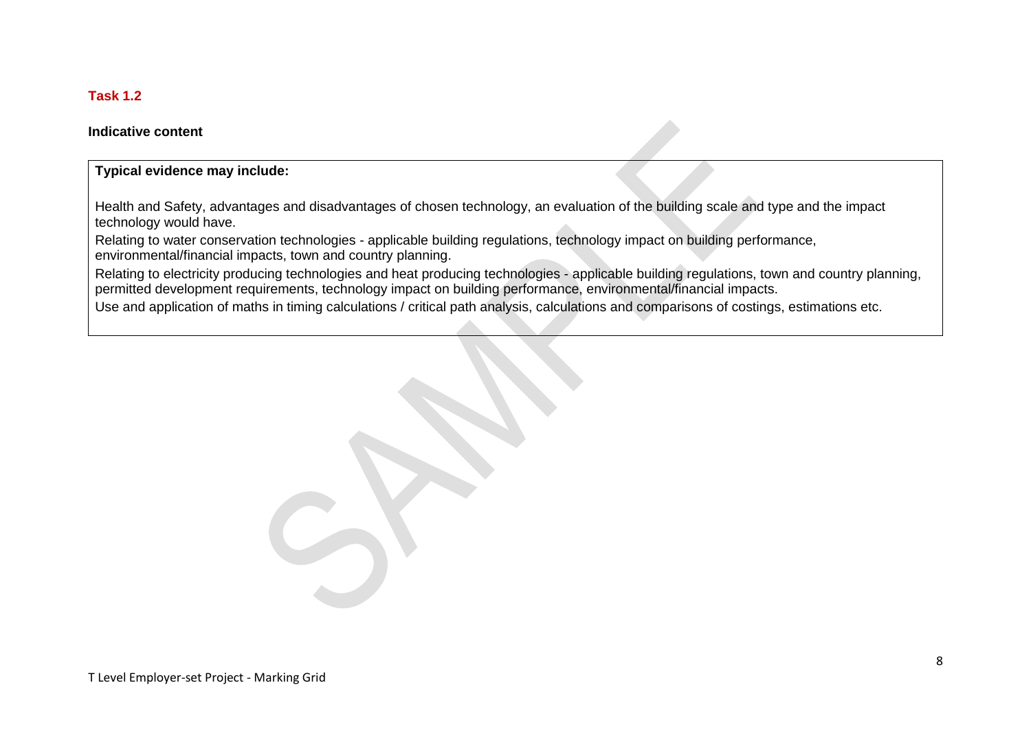**Task 1.2**

**Indicative content**

| **Typical evidence may include:**<br><br>Health and Safety, advantages and disadvantages of chosen technology, an evaluation of the building scale and type and the impact technology would have.<br>Relating to water conservation technologies - applicable building regulations, technology impact on building performance, environmental/financial impacts, town and country planning.<br>Relating to electricity producing technologies and heat producing technologies - applicable building regulations, town and country planning, permitted development requirements, technology impact on building performance, environmental/financial impacts.<br>Use and application of maths in timing calculations / critical path analysis, calculations and comparisons of costings, estimations etc. |
|---|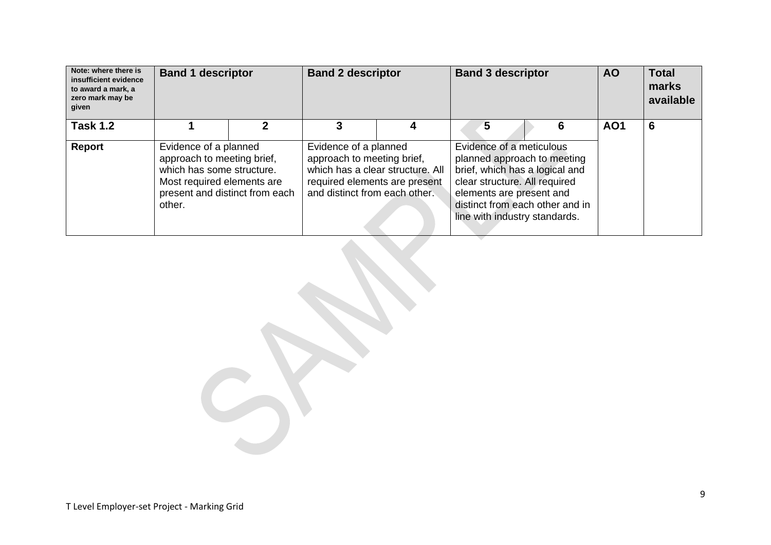| Note: where there is insufficient evidence to award a mark, a zero mark may be given | **Band 1 descriptor** | | **Band 2 descriptor** | | **Band 3 descriptor** | | **AO** | **Total marks available** |
|---|---|---|---|---|---|---|---|---|
| **Task 1.2** | **1** | **2** | **3** | **4** | **5** | **6** | **AO1** | **6** |
| **Report** | Evidence of a planned approach to meeting brief, which has some structure. Most required elements are present and distinct from each other. | | Evidence of a planned approach to meeting brief, which has a clear structure. All required elements are present and distinct from each other. | | Evidence of a meticulous planned approach to meeting brief, which has a logical and clear structure. All required elements are present and distinct from each other and in line with industry standards. | | | |

T Level Employer-set Project - Marking Grid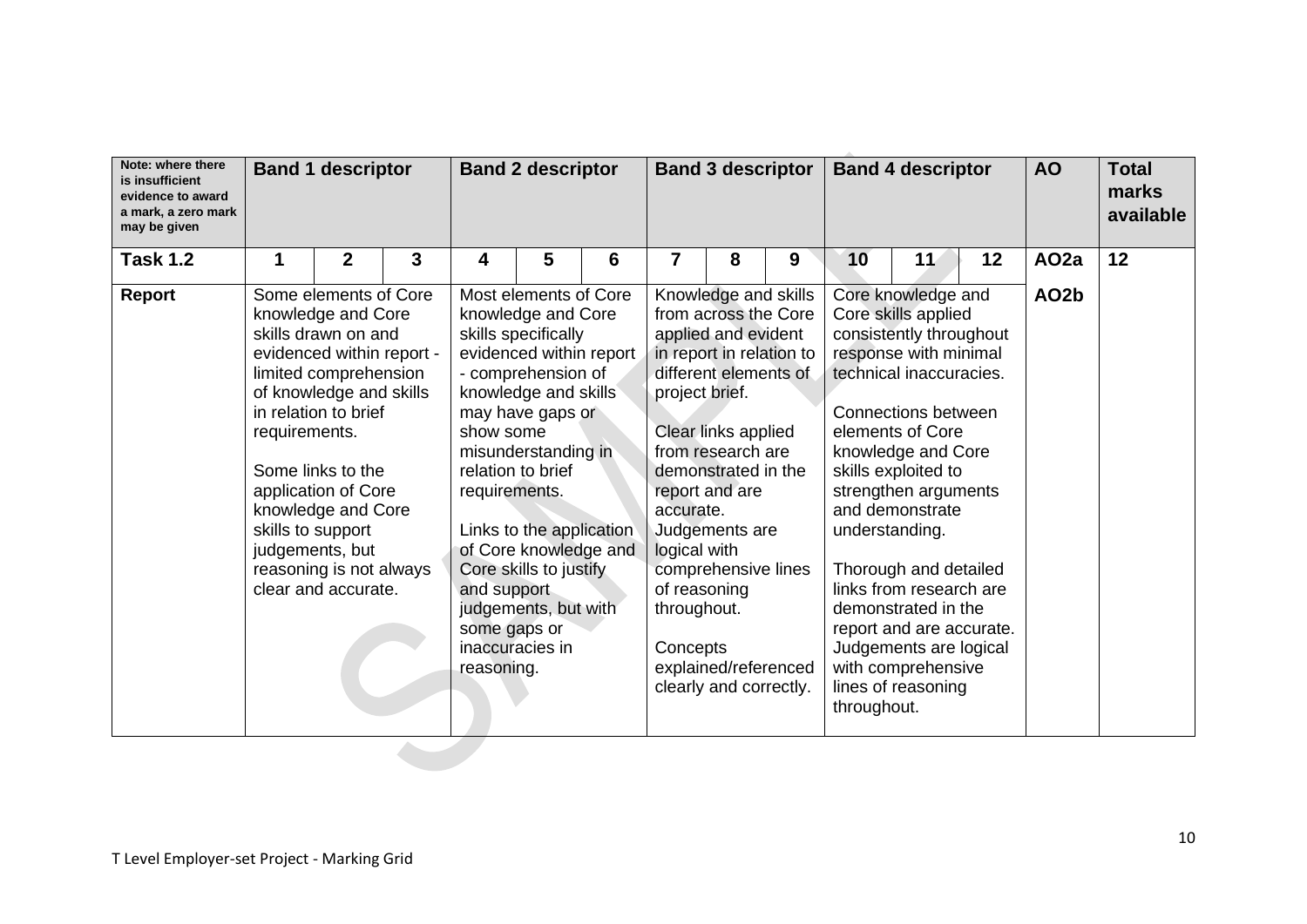| Note: where there is insufficient evidence to award a mark, a zero mark may be given | **Band 1 descriptor** | | | **Band 2 descriptor** | | | **Band 3 descriptor** | | | **Band 4 descriptor** | | | **AO** | **Total marks available** |
|---|---|---|---|---|---|---|---|---|---|---|---|---|---|---|
| **Task 1.2** | **1** | **2** | **3** | **4** | **5** | **6** | **7** | **8** | **9** | **10** | **11** | **12** | **AO2a** | **12** |
| **Report** | Some elements of Core knowledge and Core skills drawn on and evidenced within report - limited comprehension of knowledge and skills in relation to brief requirements.<br><br>Some links to the application of Core knowledge and Core skills to support judgements, but reasoning is not always clear and accurate. | | | Most elements of Core knowledge and Core skills specifically evidenced within report - comprehension of knowledge and skills may have gaps or show some misunderstanding in relation to brief requirements.<br><br>Links to the application of Core knowledge and Core skills to justify and support judgements, but with some gaps or inaccuracies in reasoning. | | | Knowledge and skills from across the Core applied and evident in report in relation to different elements of project brief.<br><br>Clear links applied from research are demonstrated in the report and are accurate. Judgements are logical with comprehensive lines of reasoning throughout.<br><br>Concepts explained/referenced clearly and correctly. | | | Core knowledge and Core skills applied consistently throughout response with minimal technical inaccuracies.<br><br>Connections between elements of Core knowledge and Core skills exploited to strengthen arguments and demonstrate understanding.<br><br>Thorough and detailed links from research are demonstrated in the report and are accurate. Judgements are logical with comprehensive lines of reasoning throughout. | | | **AO2b** | |

T Level Employer-set Project - Marking Grid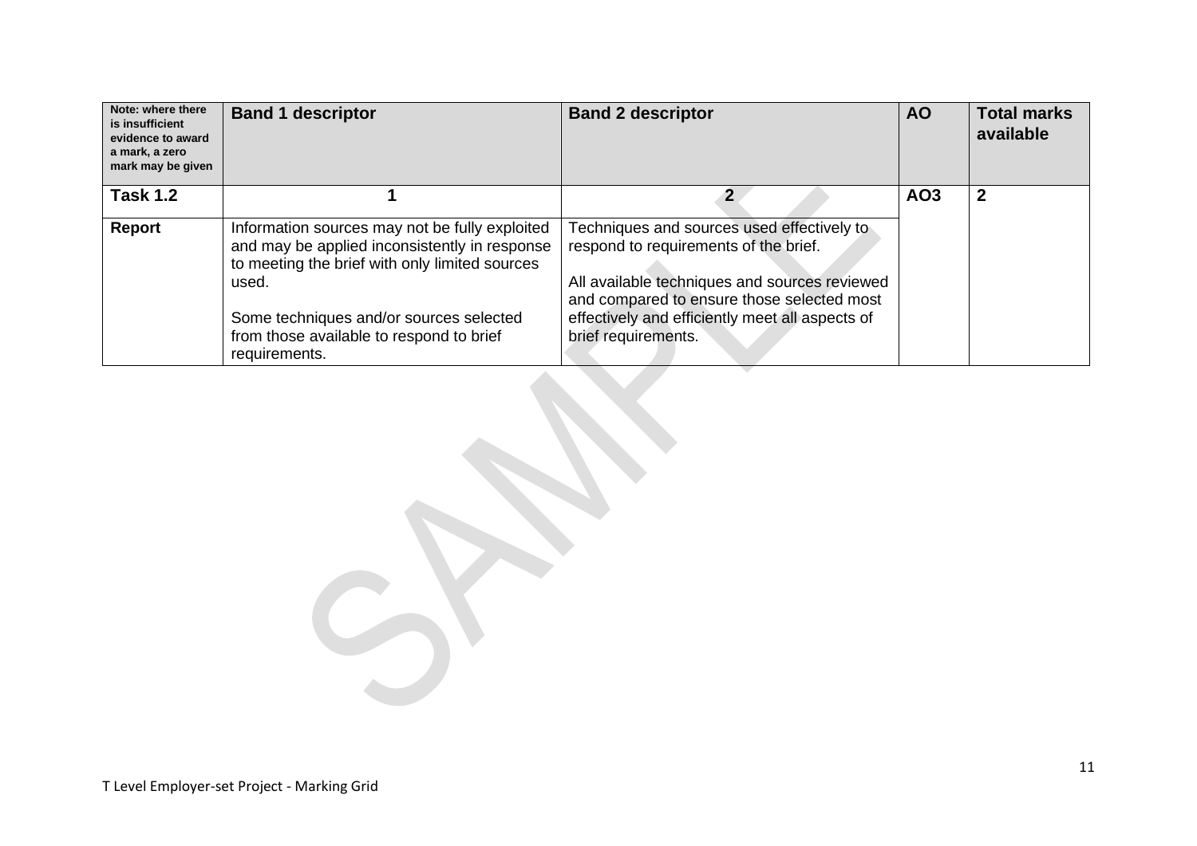| Note: where there is insufficient evidence to award a mark, a zero mark may be given | Band 1 descriptor | Band 2 descriptor | AO | Total marks available |
|---|---|---|---|---|
| **Task 1.2** | **1** | **2** | **AO3** | **2** |
| **Report** | Information sources may not be fully exploited and may be applied inconsistently in response to meeting the brief with only limited sources used.<br><br>Some techniques and/or sources selected from those available to respond to brief requirements. | Techniques and sources used effectively to respond to requirements of the brief.<br><br>All available techniques and sources reviewed and compared to ensure those selected most effectively and efficiently meet all aspects of brief requirements. | | |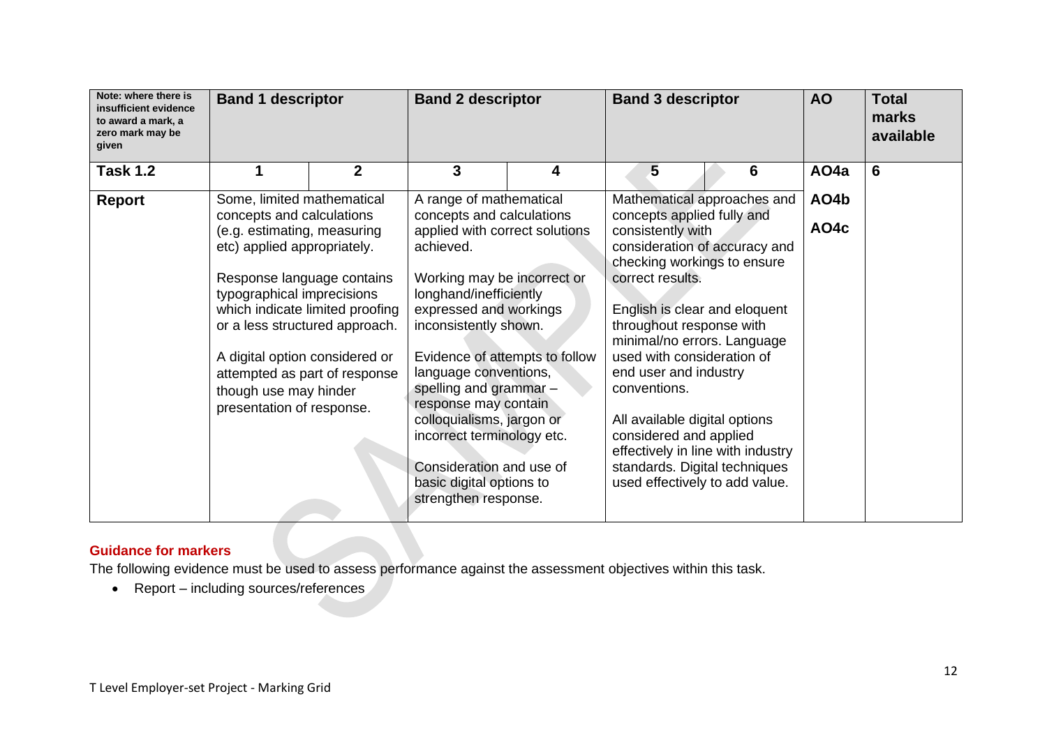| Note: where there is insufficient evidence to award a mark, a zero mark may be given | Band 1 descriptor | | Band 2 descriptor | | Band 3 descriptor | | AO | Total marks available |
|---|---|---|---|---|---|---|---|---|
| **Task 1.2** | **1** | **2** | **3** | **4** | **5** | **6** | **AO4a** | **6** |
| **Report** | Some, limited mathematical concepts and calculations (e.g. estimating, measuring etc) applied appropriately.<br><br>Response language contains typographical imprecisions which indicate limited proofing or a less structured approach.<br><br>A digital option considered or attempted as part of response though use may hinder presentation of response. | | A range of mathematical concepts and calculations applied with correct solutions achieved.<br><br>Working may be incorrect or longhand/inefficiently expressed and workings inconsistently shown.<br><br>Evidence of attempts to follow language conventions, spelling and grammar – response may contain colloquialisms, jargon or incorrect terminology etc.<br><br>Consideration and use of basic digital options to strengthen response. | | Mathematical approaches and concepts applied fully and consistently with consideration of accuracy and checking workings to ensure correct results.<br><br>English is clear and eloquent throughout response with minimal/no errors. Language used with consideration of end user and industry conventions.<br><br>All available digital options considered and applied effectively in line with industry standards. Digital techniques used effectively to add value. | | **AO4b**<br><br>**AO4c** | |

**Guidance for markers**

The following evidence must be used to assess performance against the assessment objectives within this task.

- Report – including sources/references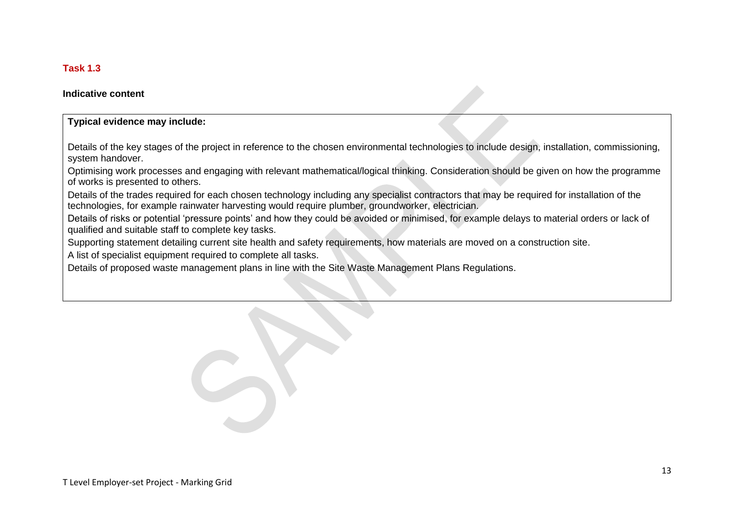### Task 1.3

**Indicative content**

| **Typical evidence may include:** |
|---|
| Details of the key stages of the project in reference to the chosen environmental technologies to include design, installation, commissioning, system handover.<br>Optimising work processes and engaging with relevant mathematical/logical thinking. Consideration should be given on how the programme of works is presented to others.<br>Details of the trades required for each chosen technology including any specialist contractors that may be required for installation of the technologies, for example rainwater harvesting would require plumber, groundworker, electrician.<br>Details of risks or potential 'pressure points' and how they could be avoided or minimised, for example delays to material orders or lack of qualified and suitable staff to complete key tasks.<br>Supporting statement detailing current site health and safety requirements, how materials are moved on a construction site.<br>A list of specialist equipment required to complete all tasks.<br>Details of proposed waste management plans in line with the Site Waste Management Plans Regulations. |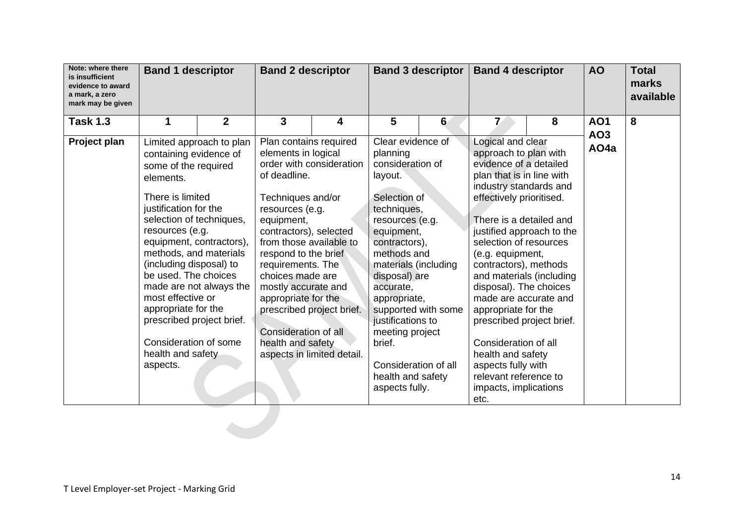| Note: where there is insufficient evidence to award a mark, a zero mark may be given | **Band 1 descriptor** | | **Band 2 descriptor** | | **Band 3 descriptor** | | **Band 4 descriptor** | | **AO** | **Total marks available** |
|---|---|---|---|---|---|---|---|---|---|---|
| **Task 1.3** | **1** | **2** | **3** | **4** | **5** | **6** | **7** | **8** | **AO1 AO3 AO4a** | **8** |
| **Project plan** | Limited approach to plan containing evidence of some of the required elements. There is limited justification for the selection of techniques, resources (e.g. equipment, contractors), methods, and materials (including disposal) to be used. The choices made are not always the most effective or appropriate for the prescribed project brief. Consideration of some health and safety aspects. | | Plan contains required elements in logical order with consideration of deadline. Techniques and/or resources (e.g. equipment, contractors), selected from those available to respond to the brief requirements. The choices made are mostly accurate and appropriate for the prescribed project brief. Consideration of all health and safety aspects in limited detail. | | Clear evidence of planning consideration of layout. Selection of techniques, resources (e.g. equipment, contractors), methods and materials (including disposal) are accurate, appropriate, supported with some justifications to meeting project brief. Consideration of all health and safety aspects fully. | | Logical and clear approach to plan with evidence of a detailed plan that is in line with industry standards and effectively prioritised. There is a detailed and justified approach to the selection of resources (e.g. equipment, contractors), methods and materials (including disposal). The choices made are accurate and appropriate for the prescribed project brief. Consideration of all health and safety aspects fully with relevant reference to impacts, implications etc. | | | |

T Level Employer-set Project - Marking Grid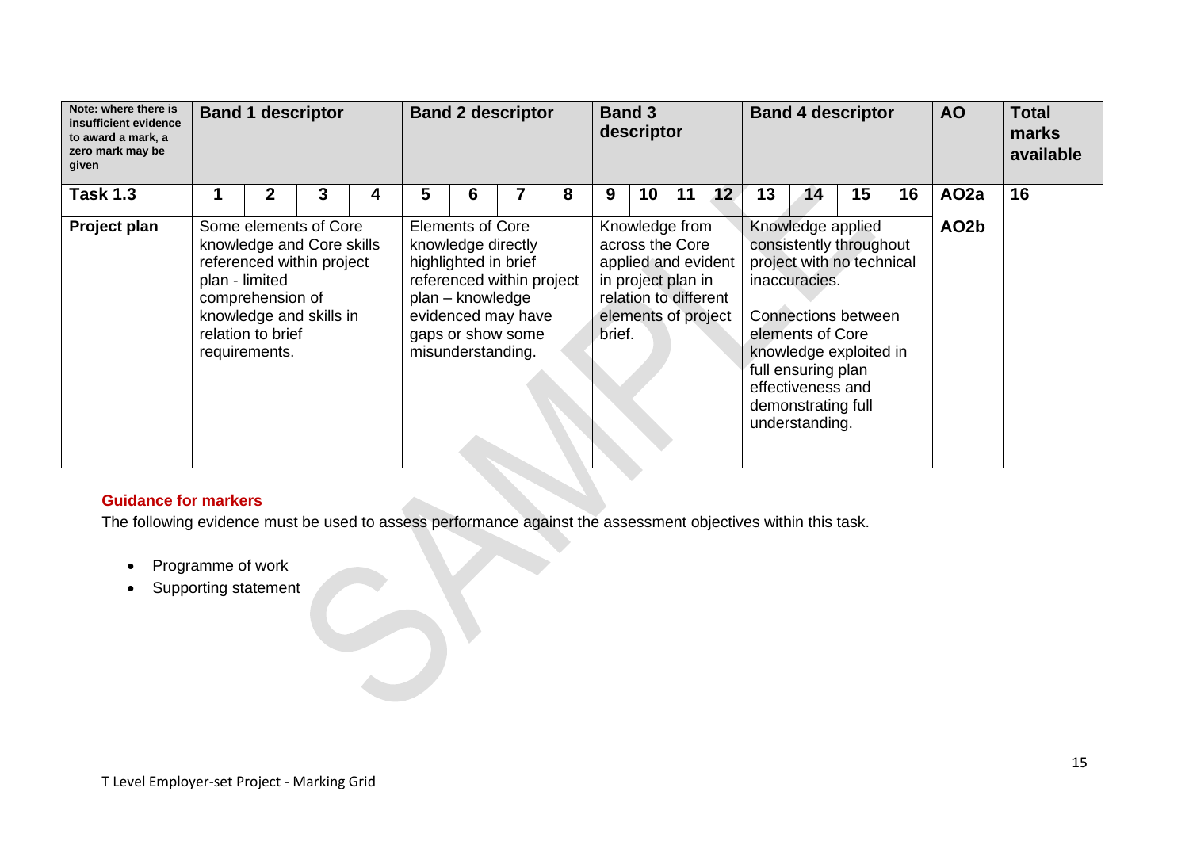| Note: where there is insufficient evidence to award a mark, a zero mark may be given | Band 1 descriptor | | | | Band 2 descriptor | | | | Band 3 descriptor | | | | Band 4 descriptor | | | | AO | Total marks available |
|---|---|---|---|---|---|---|---|---|---|---|---|---|---|---|---|---|---|---|
| **Task 1.3** | 1 | 2 | 3 | 4 | 5 | 6 | 7 | 8 | 9 | 10 | 11 | 12 | 13 | 14 | 15 | 16 | AO2a | 16 |
| **Project plan** | Some elements of Core knowledge and Core skills referenced within project plan - limited comprehension of knowledge and skills in relation to brief requirements. | | | | Elements of Core knowledge directly highlighted in brief referenced within project plan – knowledge evidenced may have gaps or show some misunderstanding. | | | | Knowledge from across the Core applied and evident in project plan in relation to different elements of project brief. | | | | Knowledge applied consistently throughout project with no technical inaccuracies. Connections between elements of Core knowledge exploited in full ensuring plan effectiveness and demonstrating full understanding. | | | | AO2b | |

**Guidance for markers**

The following evidence must be used to assess performance against the assessment objectives within this task.

- Programme of work
- Supporting statement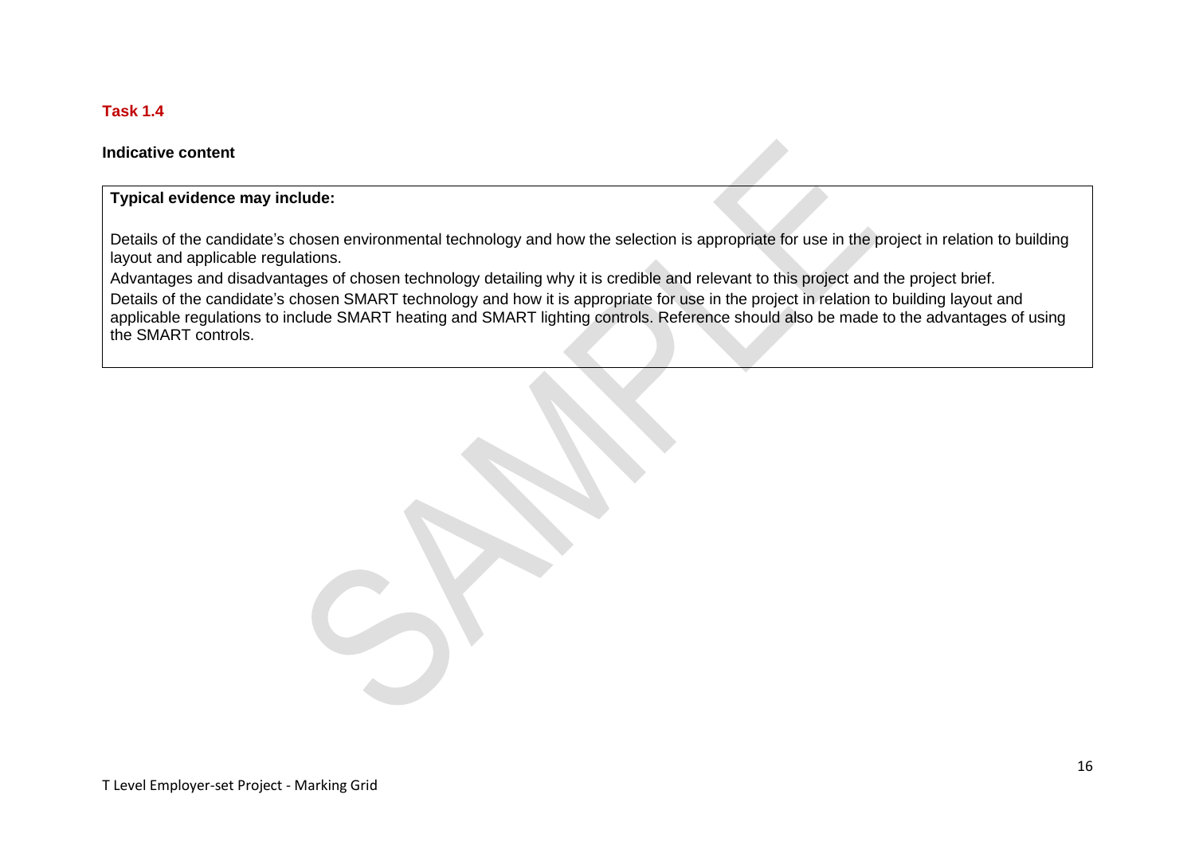### Task 1.4

**Indicative content**

| **Typical evidence may include:**<br><br>Details of the candidate's chosen environmental technology and how the selection is appropriate for use in the project in relation to building layout and applicable regulations.<br>Advantages and disadvantages of chosen technology detailing why it is credible and relevant to this project and the project brief.<br>Details of the candidate's chosen SMART technology and how it is appropriate for use in the project in relation to building layout and applicable regulations to include SMART heating and SMART lighting controls. Reference should also be made to the advantages of using the SMART controls. |
|---|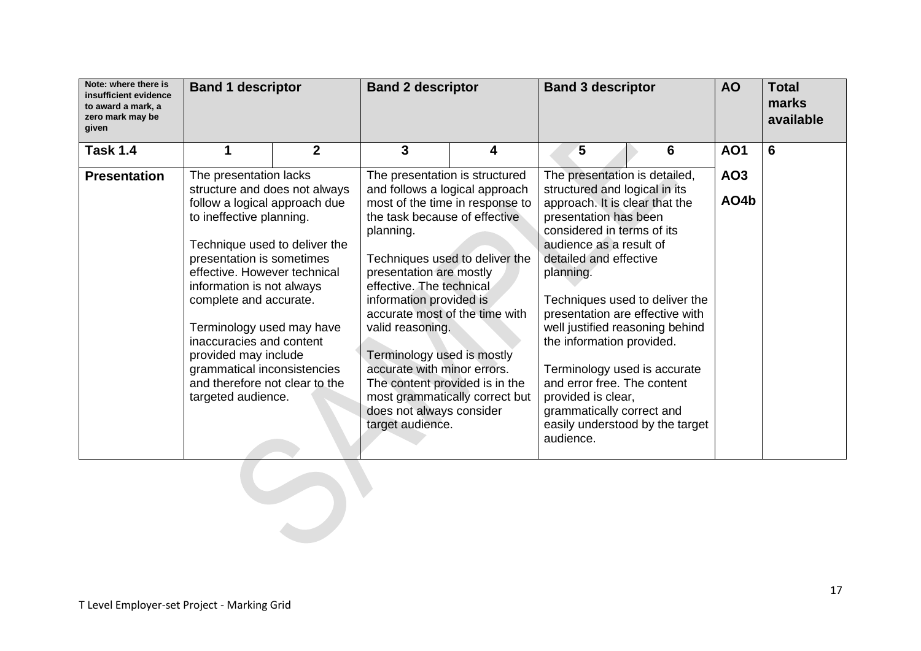| Note: where there is insufficient evidence to award a mark, a zero mark may be given | Band 1 descriptor | | Band 2 descriptor | | Band 3 descriptor | | AO | Total marks available |
|---|---|---|---|---|---|---|---|---|
| **Task 1.4** | **1** | **2** | **3** | **4** | **5** | **6** | **AO1** | **6** |
| **Presentation** | The presentation lacks structure and does not always follow a logical approach due to ineffective planning.<br><br>Technique used to deliver the presentation is sometimes effective. However technical information is not always complete and accurate.<br><br>Terminology used may have inaccuracies and content provided may include grammatical inconsistencies and therefore not clear to the targeted audience. | | The presentation is structured and follows a logical approach most of the time in response to the task because of effective planning.<br><br>Techniques used to deliver the presentation are mostly effective. The technical information provided is accurate most of the time with valid reasoning.<br><br>Terminology used is mostly accurate with minor errors. The content provided is in the most grammatically correct but does not always consider target audience. | | The presentation is detailed, structured and logical in its approach. It is clear that the presentation has been considered in terms of its audience as a result of detailed and effective planning.<br><br>Techniques used to deliver the presentation are effective with well justified reasoning behind the information provided.<br><br>Terminology used is accurate and error free. The content provided is clear, grammatically correct and easily understood by the target audience. | | **AO3**<br><br>**AO4b** | |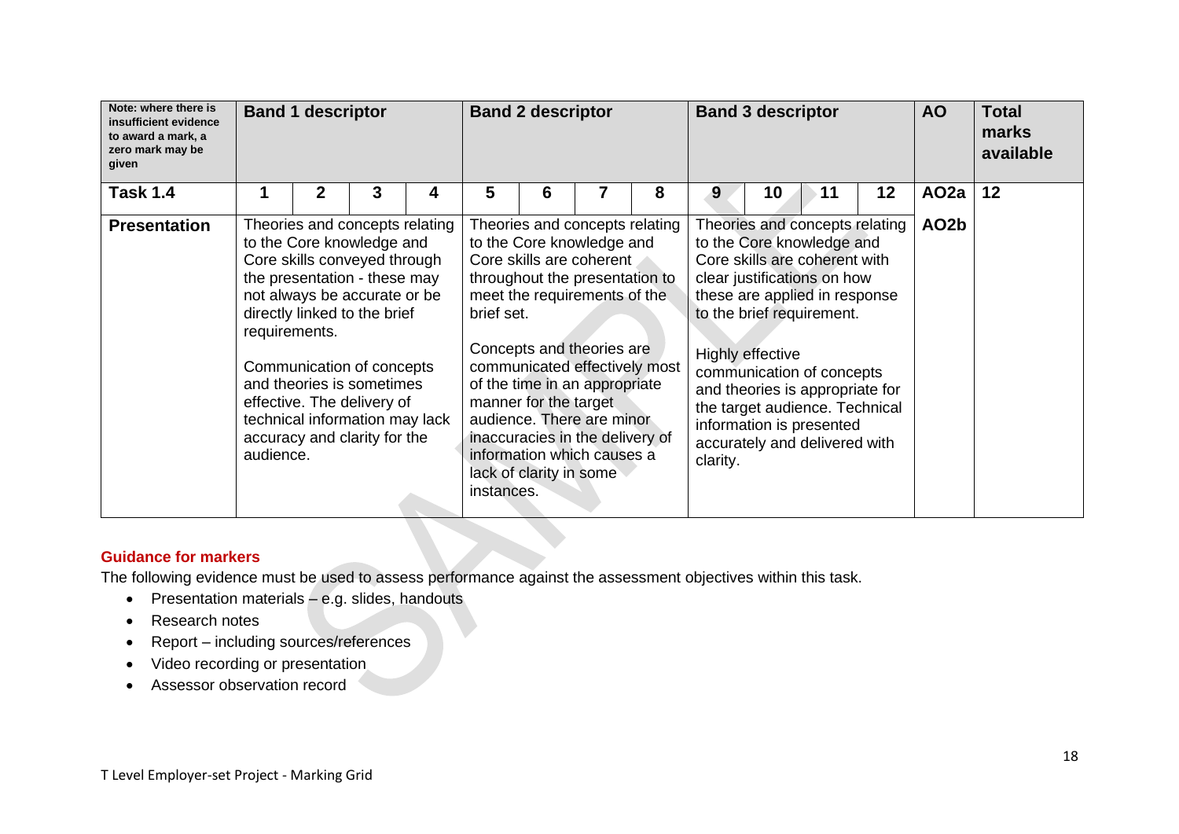| Note: where there is insufficient evidence to award a mark, a zero mark may be given | Band 1 descriptor | | | | Band 2 descriptor | | | | Band 3 descriptor | | | | AO | Total marks available |
|---|---|---|---|---|---|---|---|---|---|---|---|---|---|---|
| **Task 1.4** | 1 | 2 | 3 | 4 | 5 | 6 | 7 | 8 | 9 | 10 | 11 | 12 | AO2a | 12 |
| **Presentation** | Theories and concepts relating to the Core knowledge and Core skills conveyed through the presentation - these may not always be accurate or be directly linked to the brief requirements.<br><br>Communication of concepts and theories is sometimes effective. The delivery of technical information may lack accuracy and clarity for the audience. | | | | Theories and concepts relating to the Core knowledge and Core skills are coherent throughout the presentation to meet the requirements of the brief set.<br><br>Concepts and theories are communicated effectively most of the time in an appropriate manner for the target audience. There are minor inaccuracies in the delivery of information which causes a lack of clarity in some instances. | | | | Theories and concepts relating to the Core knowledge and Core skills are coherent with clear justifications on how these are applied in response to the brief requirement.<br><br>Highly effective communication of concepts and theories is appropriate for the target audience. Technical information is presented accurately and delivered with clarity. | | | | AO2b | |

**Guidance for markers**

The following evidence must be used to assess performance against the assessment objectives within this task.

- Presentation materials – e.g. slides, handouts
- Research notes
- Report – including sources/references
- Video recording or presentation
- Assessor observation record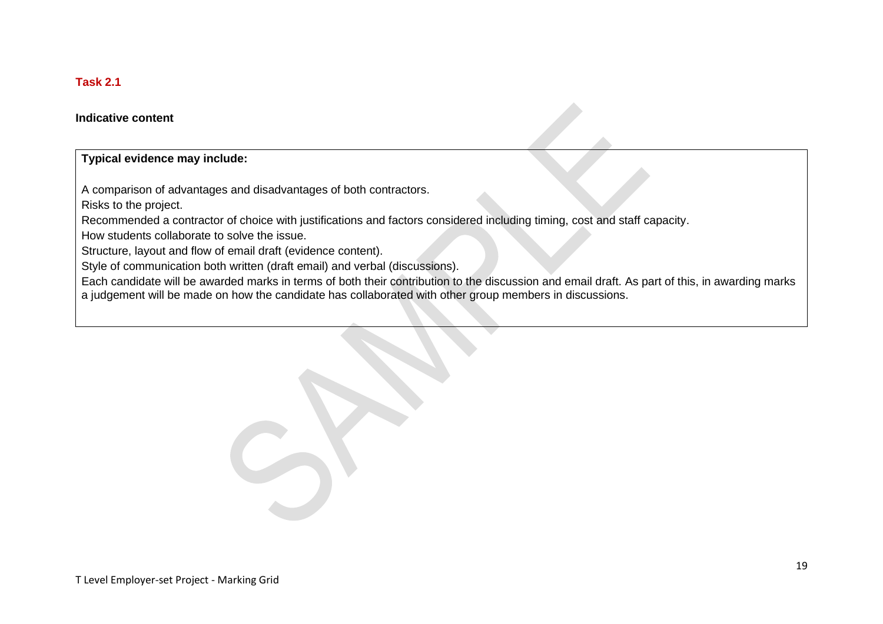### Task 2.1

**Indicative content**

| **Typical evidence may include:**<br><br>A comparison of advantages and disadvantages of both contractors.<br>Risks to the project.<br>Recommended a contractor of choice with justifications and factors considered including timing, cost and staff capacity.<br>How students collaborate to solve the issue.<br>Structure, layout and flow of email draft (evidence content).<br>Style of communication both written (draft email) and verbal (discussions).<br>Each candidate will be awarded marks in terms of both their contribution to the discussion and email draft. As part of this, in awarding marks a judgement will be made on how the candidate has collaborated with other group members in discussions. |
|---|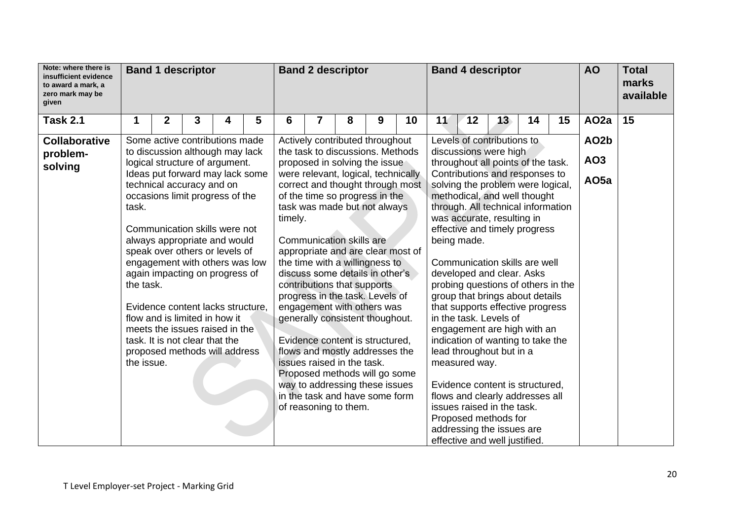| Note: where there is insufficient evidence to award a mark, a zero mark may be given | Band 1 descriptor | | | | | Band 2 descriptor | | | | | Band 4 descriptor | | | | | AO | Total marks available |
|---|---|---|---|---|---|---|---|---|---|---|---|---|---|---|---|---|---|
| **Task 2.1** | **1** | **2** | **3** | **4** | **5** | **6** | **7** | **8** | **9** | **10** | **11** | **12** | **13** | **14** | **15** | **AO2a** | **15** |
| **Collaborative problem-solving** | Some active contributions made to discussion although may lack logical structure of argument. Ideas put forward may lack some technical accuracy and on occasions limit progress of the task.<br><br>Communication skills were not always appropriate and would speak over others or levels of engagement with others was low again impacting on progress of the task.<br><br>Evidence content lacks structure, flow and is limited in how it meets the issues raised in the task. It is not clear that the proposed methods will address the issue. | | | | | Actively contributed throughout the task to discussions. Methods proposed in solving the issue were relevant, logical, technically correct and thought through most of the time so progress in the task was made but not always timely.<br><br>Communication skills are appropriate and are clear most of the time with a willingness to discuss some details in other's contributions that supports progress in the task. Levels of engagement with others was generally consistent thoughout.<br><br>Evidence content is structured, flows and mostly addresses the issues raised in the task. Proposed methods will go some way to addressing these issues in the task and have some form of reasoning to them. | | | | | Levels of contributions to discussions were high throughout all points of the task. Contributions and responses to solving the problem were logical, methodical, and well thought through. All technical information was accurate, resulting in effective and timely progress being made.<br><br>Communication skills are well developed and clear. Asks probing questions of others in the group that brings about details that supports effective progress in the task. Levels of engagement are high with an indication of wanting to take the lead throughout but in a measured way.<br><br>Evidence content is structured, flows and clearly addresses all issues raised in the task. Proposed methods for addressing the issues are effective and well justified. | | | | | **AO2b**<br>**AO3**<br>**AO5a** | |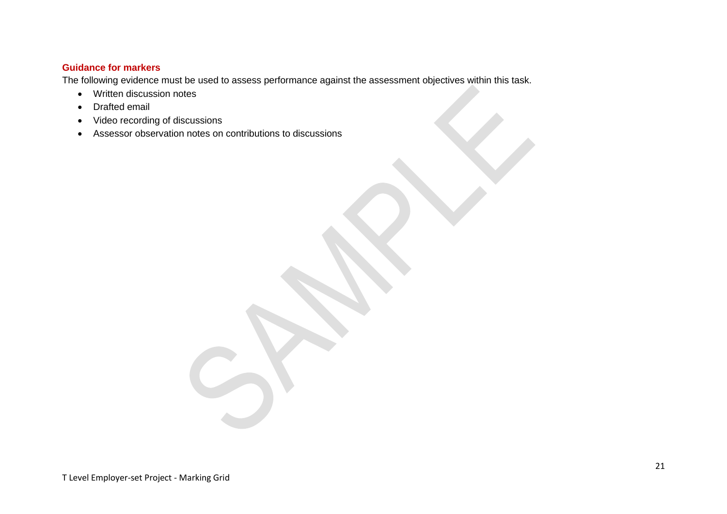**Guidance for markers**

The following evidence must be used to assess performance against the assessment objectives within this task.

- Written discussion notes
- Drafted email
- Video recording of discussions
- Assessor observation notes on contributions to discussions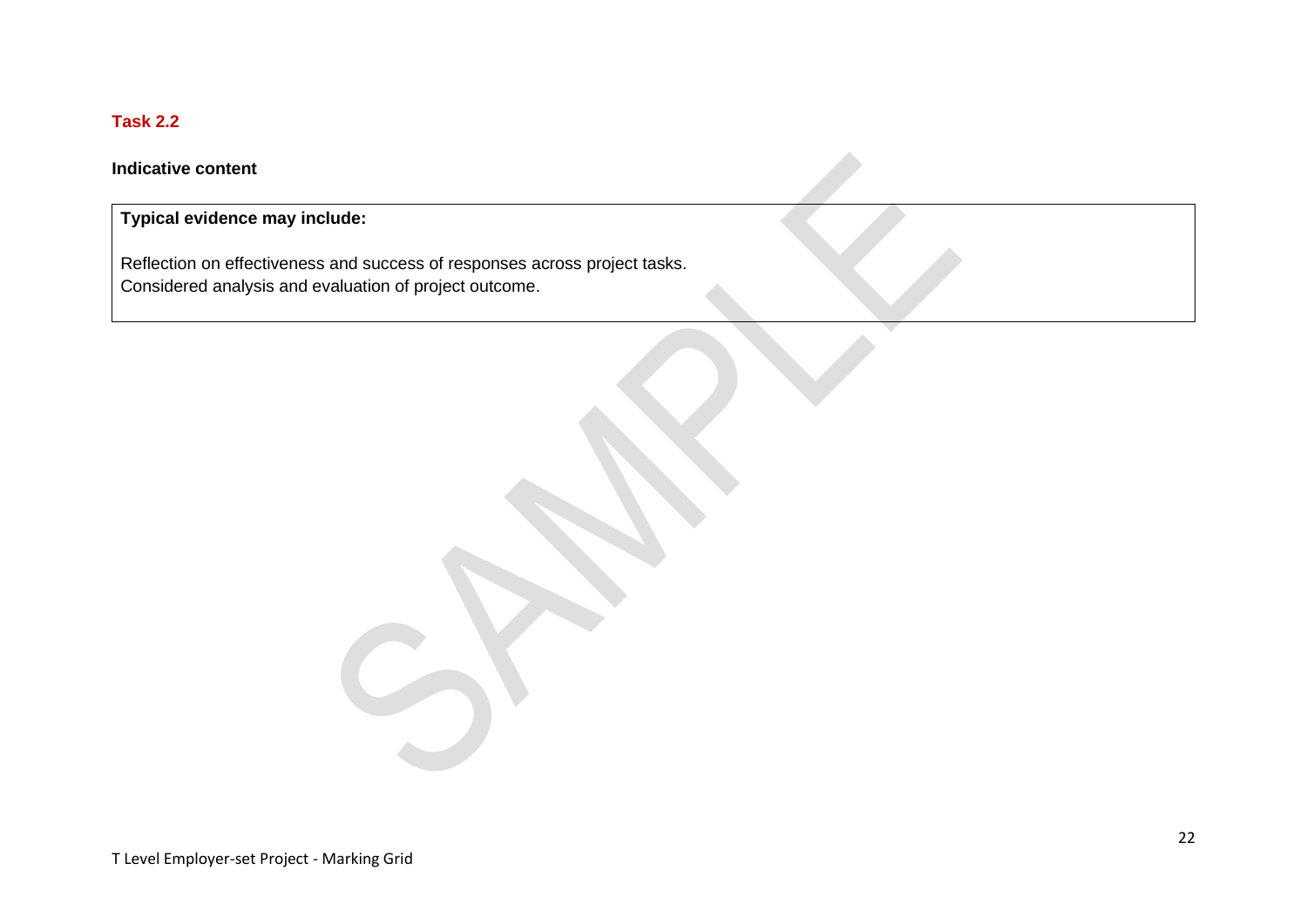### Task 2.2

**Indicative content**

| **Typical evidence may include:**<br><br>Reflection on effectiveness and success of responses across project tasks.<br>Considered analysis and evaluation of project outcome. |
|---|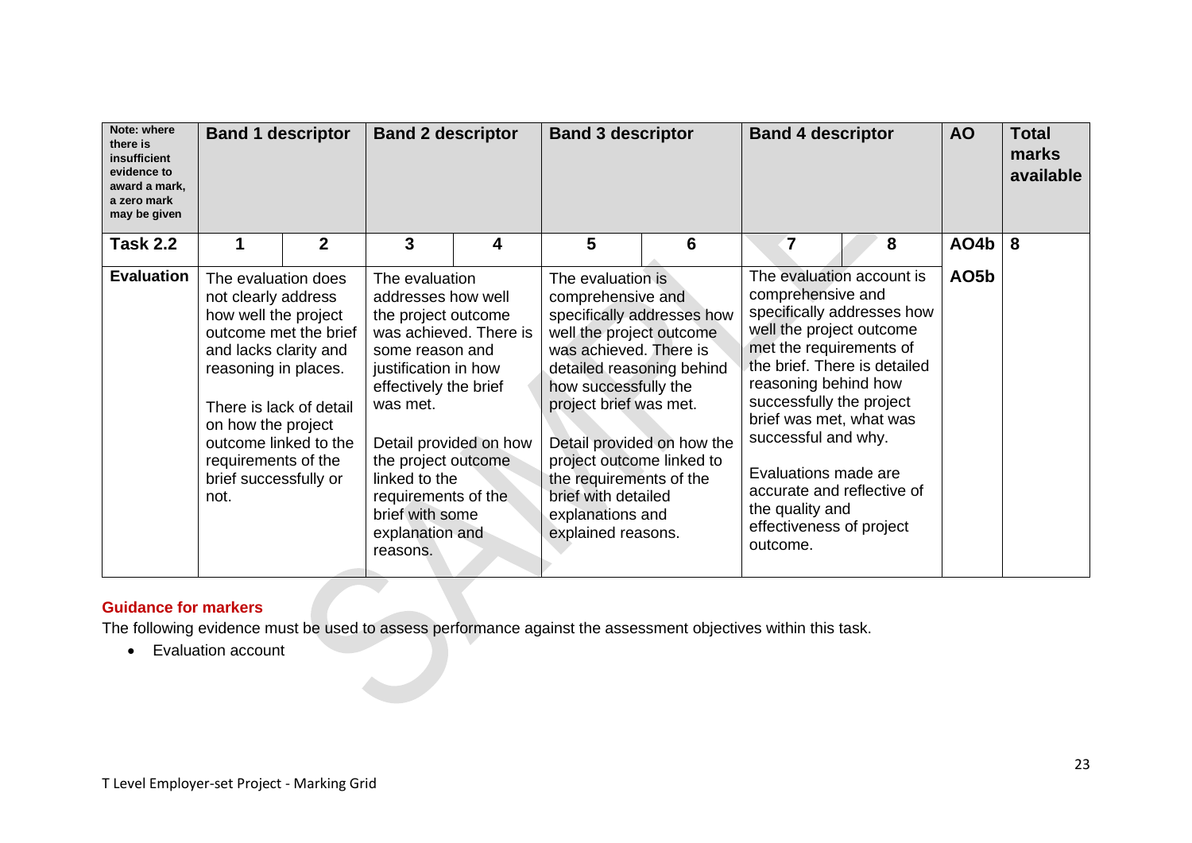| Note: where there is insufficient evidence to award a mark, a zero mark may be given | Band 1 descriptor | | Band 2 descriptor | | Band 3 descriptor | | Band 4 descriptor | | AO | Total marks available |
|---|---|---|---|---|---|---|---|---|---|---|
| **Task 2.2** | **1** | **2** | **3** | **4** | **5** | **6** | **7** | **8** | **AO4b** | **8** |
| **Evaluation** | The evaluation does not clearly address how well the project outcome met the brief and lacks clarity and reasoning in places.<br><br>There is lack of detail on how the project outcome linked to the requirements of the brief successfully or not. | | The evaluation addresses how well the project outcome was achieved. There is some reason and justification in how effectively the brief was met.<br><br>Detail provided on how the project outcome linked to the requirements of the brief with some explanation and reasons. | | The evaluation is comprehensive and specifically addresses how well the project outcome was achieved. There is detailed reasoning behind how successfully the project brief was met.<br><br>Detail provided on how the project outcome linked to the requirements of the brief with detailed explanations and explained reasons. | | The evaluation account is comprehensive and specifically addresses how well the project outcome met the requirements of the brief. There is detailed reasoning behind how successfully the project brief was met, what was successful and why.<br><br>Evaluations made are accurate and reflective of the quality and effectiveness of project outcome. | | **AO5b** | |

**Guidance for markers**

The following evidence must be used to assess performance against the assessment objectives within this task.

- Evaluation account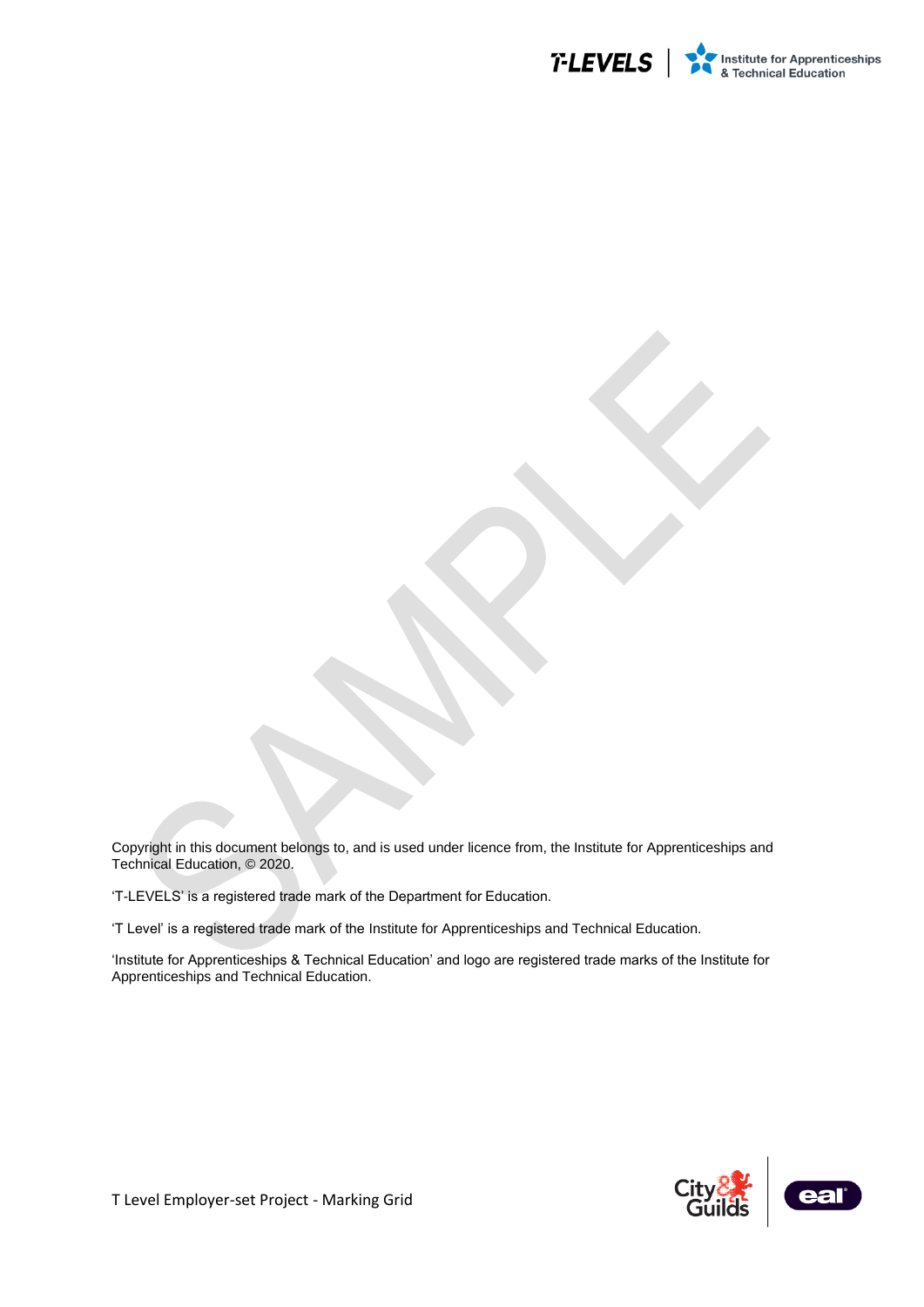Copyright in this document belongs to, and is used under licence from, the Institute for Apprenticeships and Technical Education, © 2020.

'T-LEVELS' is a registered trade mark of the Department for Education.

'T Level' is a registered trade mark of the Institute for Apprenticeships and Technical Education.

'Institute for Apprenticeships & Technical Education' and logo are registered trade marks of the Institute for Apprenticeships and Technical Education.